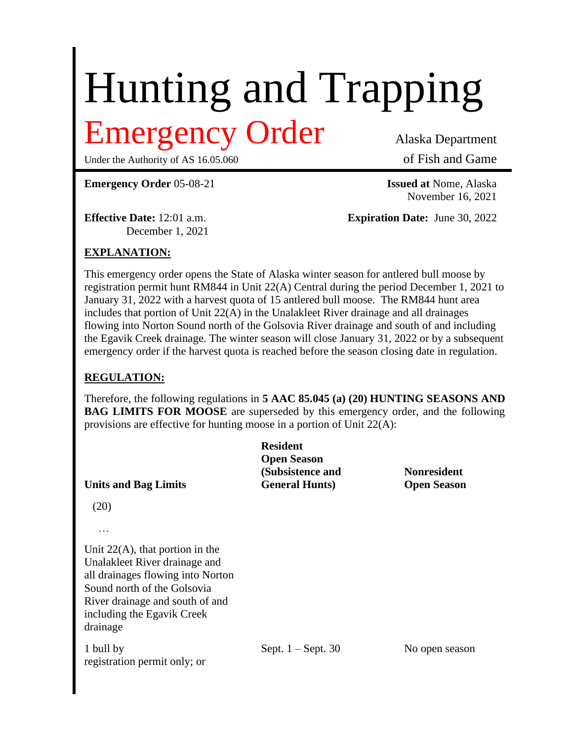# Hunting and Trapping

## Emergency Order

Under the Authority of AS 16.05.060

Alaska Department of Fish and Game

**Emergency Order** 05-08-21

**Issued at** Nome, Alaska
November 16, 2021

**Effective Date:** 12:01 a.m.
December 1, 2021

**Expiration Date:** June 30, 2022

**EXPLANATION:**

This emergency order opens the State of Alaska winter season for antlered bull moose by registration permit hunt RM844 in Unit 22(A) Central during the period December 1, 2021 to January 31, 2022 with a harvest quota of 15 antlered bull moose. The RM844 hunt area includes that portion of Unit 22(A) in the Unalakleet River drainage and all drainages flowing into Norton Sound north of the Golsovia River drainage and south of and including the Egavik Creek drainage. The winter season will close January 31, 2022 or by a subsequent emergency order if the harvest quota is reached before the season closing date in regulation.

**REGULATION:**

Therefore, the following regulations in **5 AAC 85.045 (a) (20) HUNTING SEASONS AND BAG LIMITS FOR MOOSE** are superseded by this emergency order, and the following provisions are effective for hunting moose in a portion of Unit 22(A):

| Units and Bag Limits | Resident Open Season (Subsistence and General Hunts) | Nonresident Open Season |
|---|---|---|
| (20) | | |
| … | | |
| Unit 22(A), that portion in the Unalakleet River drainage and all drainages flowing into Norton Sound north of the Golsovia River drainage and south of and including the Egavik Creek drainage | | |
| 1 bull by registration permit only; or | Sept. 1 – Sept. 30 | No open season |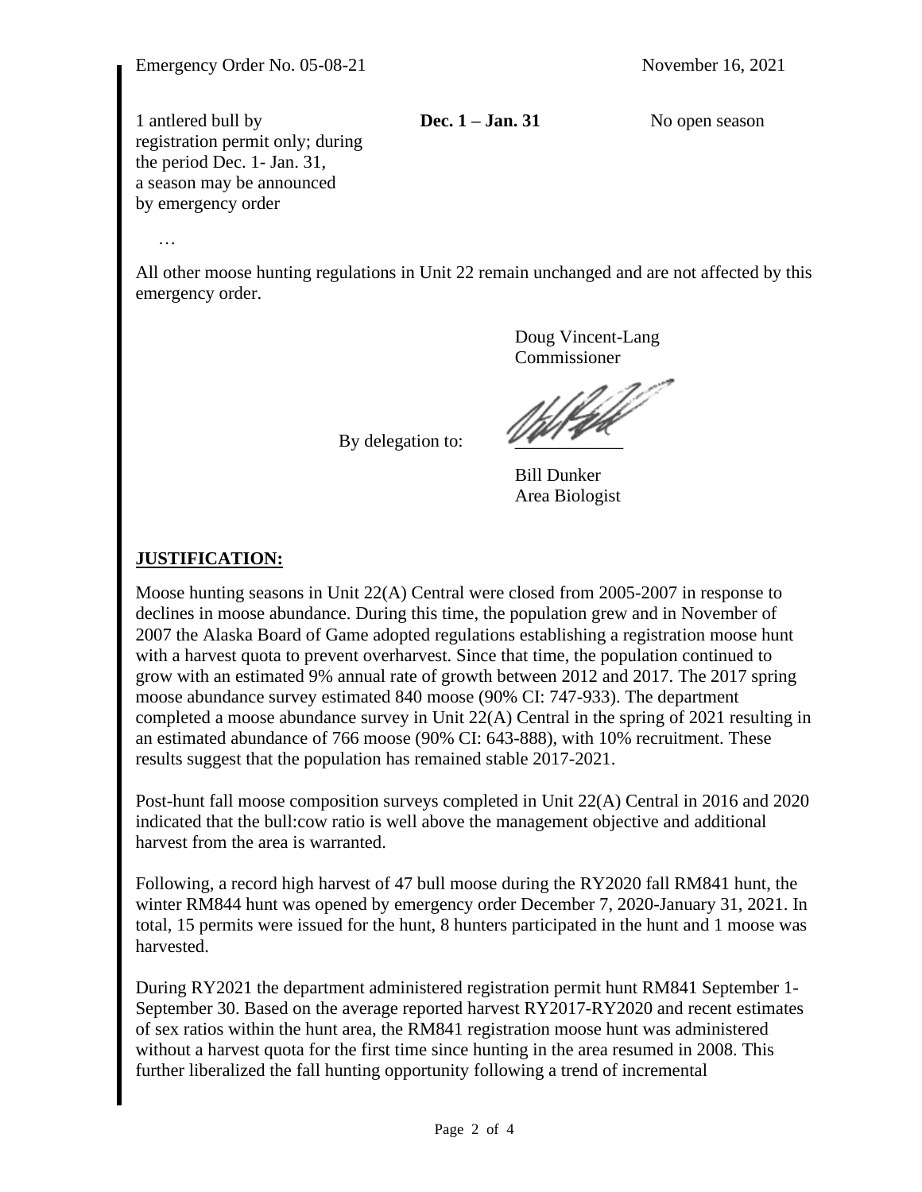Emergency Order No. 05-08-21 November 16, 2021

| | | |
|---|---|---|
| 1 antlered bull by registration permit only; during the period Dec. 1- Jan. 31, a season may be announced by emergency order | **Dec. 1 – Jan. 31** | No open season |

…

All other moose hunting regulations in Unit 22 remain unchanged and are not affected by this emergency order.

Doug Vincent-Lang
Commissioner

By delegation to: ___________

Bill Dunker
Area Biologist

## JUSTIFICATION:

Moose hunting seasons in Unit 22(A) Central were closed from 2005-2007 in response to declines in moose abundance. During this time, the population grew and in November of 2007 the Alaska Board of Game adopted regulations establishing a registration moose hunt with a harvest quota to prevent overharvest. Since that time, the population continued to grow with an estimated 9% annual rate of growth between 2012 and 2017. The 2017 spring moose abundance survey estimated 840 moose (90% CI: 747-933). The department completed a moose abundance survey in Unit 22(A) Central in the spring of 2021 resulting in an estimated abundance of 766 moose (90% CI: 643-888), with 10% recruitment. These results suggest that the population has remained stable 2017-2021.

Post-hunt fall moose composition surveys completed in Unit 22(A) Central in 2016 and 2020 indicated that the bull:cow ratio is well above the management objective and additional harvest from the area is warranted.

Following, a record high harvest of 47 bull moose during the RY2020 fall RM841 hunt, the winter RM844 hunt was opened by emergency order December 7, 2020-January 31, 2021. In total, 15 permits were issued for the hunt, 8 hunters participated in the hunt and 1 moose was harvested.

During RY2021 the department administered registration permit hunt RM841 September 1-September 30. Based on the average reported harvest RY2017-RY2020 and recent estimates of sex ratios within the hunt area, the RM841 registration moose hunt was administered without a harvest quota for the first time since hunting in the area resumed in 2008. This further liberalized the fall hunting opportunity following a trend of incremental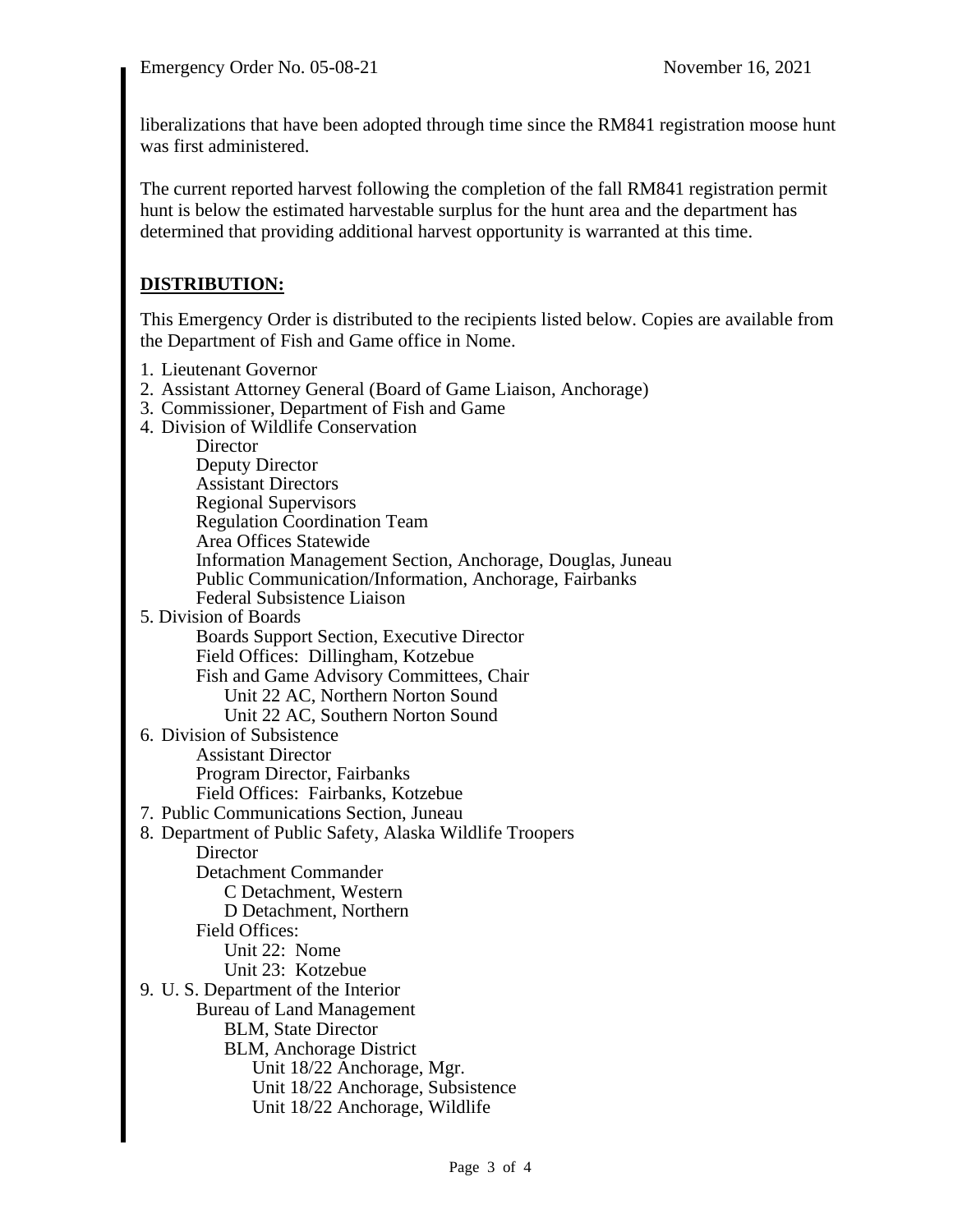liberalizations that have been adopted through time since the RM841 registration moose hunt was first administered.

The current reported harvest following the completion of the fall RM841 registration permit hunt is below the estimated harvestable surplus for the hunt area and the department has determined that providing additional harvest opportunity is warranted at this time.

## **DISTRIBUTION:**

This Emergency Order is distributed to the recipients listed below. Copies are available from the Department of Fish and Game office in Nome.

1. Lieutenant Governor
2. Assistant Attorney General (Board of Game Liaison, Anchorage)
3. Commissioner, Department of Fish and Game
4. Division of Wildlife Conservation
   - Director
   - Deputy Director
   - Assistant Directors
   - Regional Supervisors
   - Regulation Coordination Team
   - Area Offices Statewide
   - Information Management Section, Anchorage, Douglas, Juneau
   - Public Communication/Information, Anchorage, Fairbanks
   - Federal Subsistence Liaison
5. Division of Boards
   - Boards Support Section, Executive Director
   - Field Offices: Dillingham, Kotzebue
   - Fish and Game Advisory Committees, Chair
     - Unit 22 AC, Northern Norton Sound
     - Unit 22 AC, Southern Norton Sound
6. Division of Subsistence
   - Assistant Director
   - Program Director, Fairbanks
   - Field Offices: Fairbanks, Kotzebue
7. Public Communications Section, Juneau
8. Department of Public Safety, Alaska Wildlife Troopers
   - Director
   - Detachment Commander
     - C Detachment, Western
     - D Detachment, Northern
   - Field Offices:
     - Unit 22: Nome
     - Unit 23: Kotzebue
9. U. S. Department of the Interior
   - Bureau of Land Management
     - BLM, State Director
     - BLM, Anchorage District
       - Unit 18/22 Anchorage, Mgr.
       - Unit 18/22 Anchorage, Subsistence
       - Unit 18/22 Anchorage, Wildlife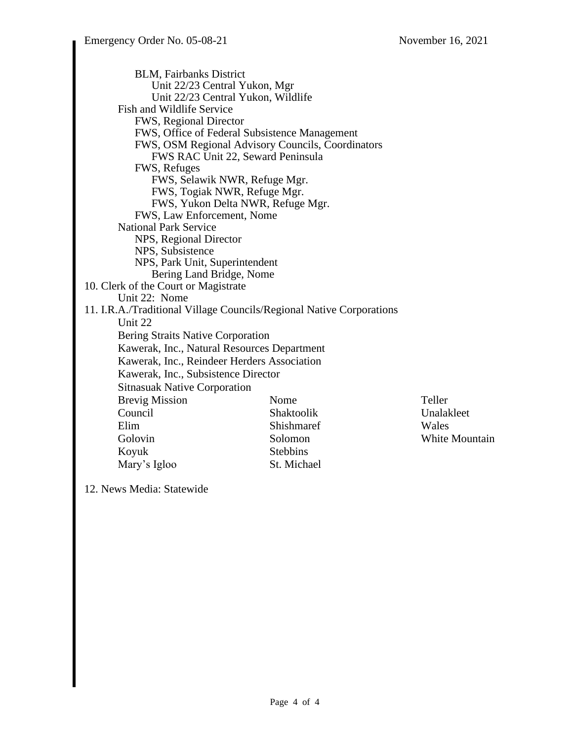- BLM, Fairbanks District
  - Unit 22/23 Central Yukon, Mgr
  - Unit 22/23 Central Yukon, Wildlife
- Fish and Wildlife Service
  - FWS, Regional Director
  - FWS, Office of Federal Subsistence Management
  - FWS, OSM Regional Advisory Councils, Coordinators
    - FWS RAC Unit 22, Seward Peninsula
  - FWS, Refuges
    - FWS, Selawik NWR, Refuge Mgr.
    - FWS, Togiak NWR, Refuge Mgr.
    - FWS, Yukon Delta NWR, Refuge Mgr.
  - FWS, Law Enforcement, Nome
- National Park Service
  - NPS, Regional Director
  - NPS, Subsistence
  - NPS, Park Unit, Superintendent
    - Bering Land Bridge, Nome

10. Clerk of the Court or Magistrate
    Unit 22: Nome

11. I.R.A./Traditional Village Councils/Regional Native Corporations
    Unit 22
    Bering Straits Native Corporation
    Kawerak, Inc., Natural Resources Department
    Kawerak, Inc., Reindeer Herders Association
    Kawerak, Inc., Subsistence Director
    Sitnasuak Native Corporation

| | | |
|---|---|---|
| Brevig Mission | Nome | Teller |
| Council | Shaktoolik | Unalakleet |
| Elim | Shishmaref | Wales |
| Golovin | Solomon | White Mountain |
| Koyuk | Stebbins | |
| Mary's Igloo | St. Michael | |

12. News Media: Statewide